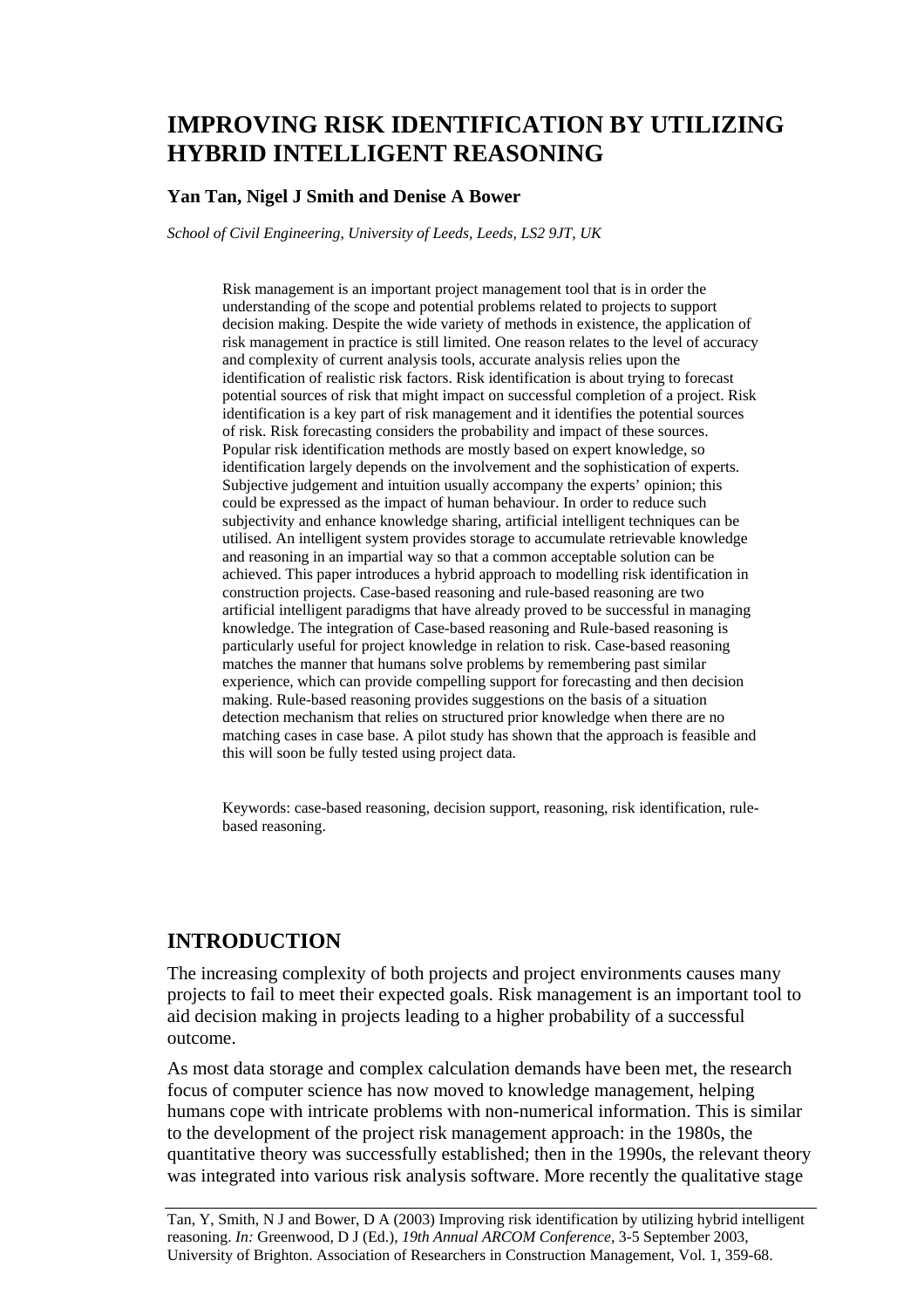# IMPROVING RISK IDENTIFICATION BY UTILIZING HYBRID INTELLIGENT REASONING

**Yan Tan, Nigel J Smith and Denise A Bower**

*School of Civil Engineering, University of Leeds, Leeds, LS2 9JT, UK*

Risk management is an important project management tool that is in order the understanding of the scope and potential problems related to projects to support decision making. Despite the wide variety of methods in existence, the application of risk management in practice is still limited. One reason relates to the level of accuracy and complexity of current analysis tools, accurate analysis relies upon the identification of realistic risk factors. Risk identification is about trying to forecast potential sources of risk that might impact on successful completion of a project. Risk identification is a key part of risk management and it identifies the potential sources of risk. Risk forecasting considers the probability and impact of these sources. Popular risk identification methods are mostly based on expert knowledge, so identification largely depends on the involvement and the sophistication of experts. Subjective judgement and intuition usually accompany the experts' opinion; this could be expressed as the impact of human behaviour. In order to reduce such subjectivity and enhance knowledge sharing, artificial intelligent techniques can be utilised. An intelligent system provides storage to accumulate retrievable knowledge and reasoning in an impartial way so that a common acceptable solution can be achieved. This paper introduces a hybrid approach to modelling risk identification in construction projects. Case-based reasoning and rule-based reasoning are two artificial intelligent paradigms that have already proved to be successful in managing knowledge. The integration of Case-based reasoning and Rule-based reasoning is particularly useful for project knowledge in relation to risk. Case-based reasoning matches the manner that humans solve problems by remembering past similar experience, which can provide compelling support for forecasting and then decision making. Rule-based reasoning provides suggestions on the basis of a situation detection mechanism that relies on structured prior knowledge when there are no matching cases in case base. A pilot study has shown that the approach is feasible and this will soon be fully tested using project data.

Keywords: case-based reasoning, decision support, reasoning, risk identification, rule-based reasoning.

## INTRODUCTION

The increasing complexity of both projects and project environments causes many projects to fail to meet their expected goals. Risk management is an important tool to aid decision making in projects leading to a higher probability of a successful outcome.

As most data storage and complex calculation demands have been met, the research focus of computer science has now moved to knowledge management, helping humans cope with intricate problems with non-numerical information. This is similar to the development of the project risk management approach: in the 1980s, the quantitative theory was successfully established; then in the 1990s, the relevant theory was integrated into various risk analysis software. More recently the qualitative stage

Tan, Y, Smith, N J and Bower, D A (2003) Improving risk identification by utilizing hybrid intelligent reasoning. *In:* Greenwood, D J (Ed.), *19th Annual ARCOM Conference*, 3-5 September 2003, University of Brighton. Association of Researchers in Construction Management, Vol. 1, 359-68.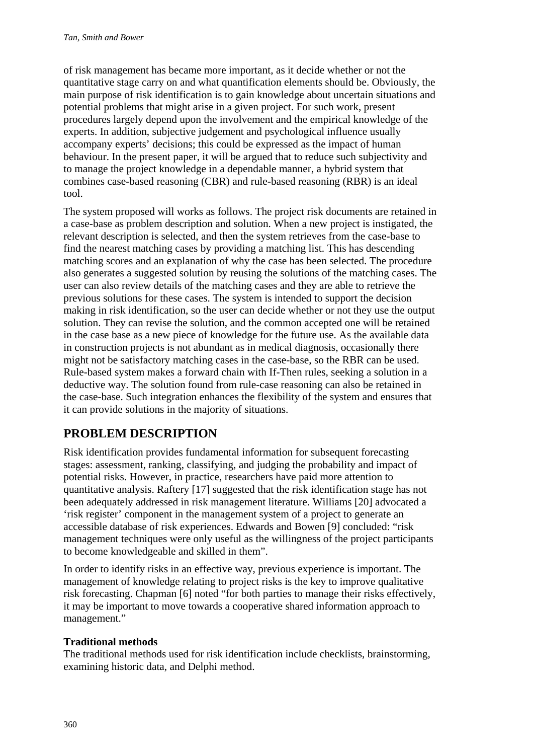of risk management has became more important, as it decide whether or not the quantitative stage carry on and what quantification elements should be. Obviously, the main purpose of risk identification is to gain knowledge about uncertain situations and potential problems that might arise in a given project. For such work, present procedures largely depend upon the involvement and the empirical knowledge of the experts. In addition, subjective judgement and psychological influence usually accompany experts' decisions; this could be expressed as the impact of human behaviour. In the present paper, it will be argued that to reduce such subjectivity and to manage the project knowledge in a dependable manner, a hybrid system that combines case-based reasoning (CBR) and rule-based reasoning (RBR) is an ideal tool.

The system proposed will works as follows. The project risk documents are retained in a case-base as problem description and solution. When a new project is instigated, the relevant description is selected, and then the system retrieves from the case-base to find the nearest matching cases by providing a matching list. This has descending matching scores and an explanation of why the case has been selected. The procedure also generates a suggested solution by reusing the solutions of the matching cases. The user can also review details of the matching cases and they are able to retrieve the previous solutions for these cases. The system is intended to support the decision making in risk identification, so the user can decide whether or not they use the output solution. They can revise the solution, and the common accepted one will be retained in the case base as a new piece of knowledge for the future use. As the available data in construction projects is not abundant as in medical diagnosis, occasionally there might not be satisfactory matching cases in the case-base, so the RBR can be used. Rule-based system makes a forward chain with If-Then rules, seeking a solution in a deductive way. The solution found from rule-case reasoning can also be retained in the case-base. Such integration enhances the flexibility of the system and ensures that it can provide solutions in the majority of situations.

## PROBLEM DESCRIPTION

Risk identification provides fundamental information for subsequent forecasting stages: assessment, ranking, classifying, and judging the probability and impact of potential risks. However, in practice, researchers have paid more attention to quantitative analysis. Raftery [17] suggested that the risk identification stage has not been adequately addressed in risk management literature. Williams [20] advocated a 'risk register' component in the management system of a project to generate an accessible database of risk experiences. Edwards and Bowen [9] concluded: "risk management techniques were only useful as the willingness of the project participants to become knowledgeable and skilled in them".

In order to identify risks in an effective way, previous experience is important. The management of knowledge relating to project risks is the key to improve qualitative risk forecasting. Chapman [6] noted "for both parties to manage their risks effectively, it may be important to move towards a cooperative shared information approach to management."

**Traditional methods**

The traditional methods used for risk identification include checklists, brainstorming, examining historic data, and Delphi method.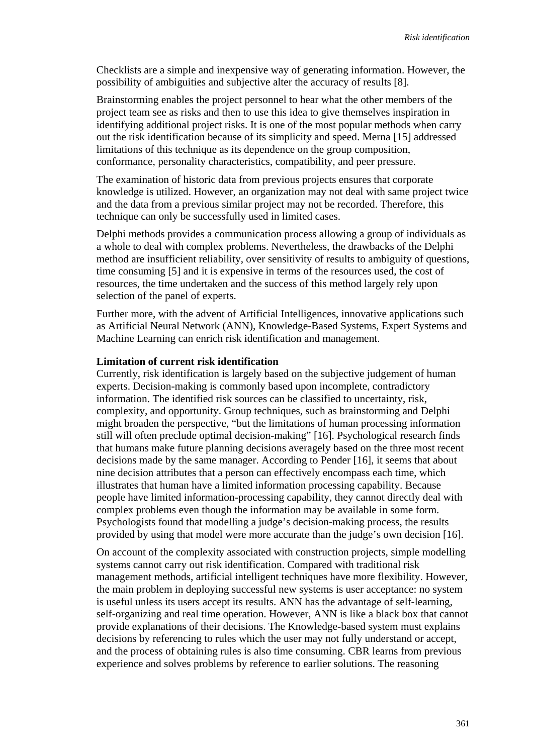Checklists are a simple and inexpensive way of generating information. However, the possibility of ambiguities and subjective alter the accuracy of results [8].

Brainstorming enables the project personnel to hear what the other members of the project team see as risks and then to use this idea to give themselves inspiration in identifying additional project risks. It is one of the most popular methods when carry out the risk identification because of its simplicity and speed. Merna [15] addressed limitations of this technique as its dependence on the group composition, conformance, personality characteristics, compatibility, and peer pressure.

The examination of historic data from previous projects ensures that corporate knowledge is utilized. However, an organization may not deal with same project twice and the data from a previous similar project may not be recorded. Therefore, this technique can only be successfully used in limited cases.

Delphi methods provides a communication process allowing a group of individuals as a whole to deal with complex problems. Nevertheless, the drawbacks of the Delphi method are insufficient reliability, over sensitivity of results to ambiguity of questions, time consuming [5] and it is expensive in terms of the resources used, the cost of resources, the time undertaken and the success of this method largely rely upon selection of the panel of experts.

Further more, with the advent of Artificial Intelligences, innovative applications such as Artificial Neural Network (ANN), Knowledge-Based Systems, Expert Systems and Machine Learning can enrich risk identification and management.

**Limitation of current risk identification**

Currently, risk identification is largely based on the subjective judgement of human experts. Decision-making is commonly based upon incomplete, contradictory information. The identified risk sources can be classified to uncertainty, risk, complexity, and opportunity. Group techniques, such as brainstorming and Delphi might broaden the perspective, "but the limitations of human processing information still will often preclude optimal decision-making" [16]. Psychological research finds that humans make future planning decisions averagely based on the three most recent decisions made by the same manager. According to Pender [16], it seems that about nine decision attributes that a person can effectively encompass each time, which illustrates that human have a limited information processing capability. Because people have limited information-processing capability, they cannot directly deal with complex problems even though the information may be available in some form. Psychologists found that modelling a judge's decision-making process, the results provided by using that model were more accurate than the judge's own decision [16].

On account of the complexity associated with construction projects, simple modelling systems cannot carry out risk identification. Compared with traditional risk management methods, artificial intelligent techniques have more flexibility. However, the main problem in deploying successful new systems is user acceptance: no system is useful unless its users accept its results. ANN has the advantage of self-learning, self-organizing and real time operation. However, ANN is like a black box that cannot provide explanations of their decisions. The Knowledge-based system must explains decisions by referencing to rules which the user may not fully understand or accept, and the process of obtaining rules is also time consuming. CBR learns from previous experience and solves problems by reference to earlier solutions. The reasoning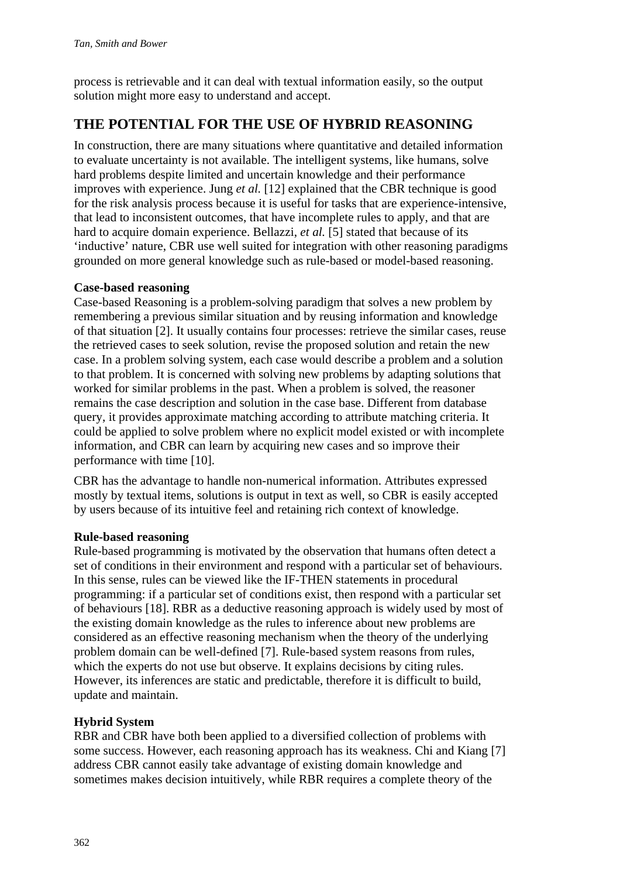process is retrievable and it can deal with textual information easily, so the output solution might more easy to understand and accept.

## THE POTENTIAL FOR THE USE OF HYBRID REASONING

In construction, there are many situations where quantitative and detailed information to evaluate uncertainty is not available. The intelligent systems, like humans, solve hard problems despite limited and uncertain knowledge and their performance improves with experience. Jung *et al.* [12] explained that the CBR technique is good for the risk analysis process because it is useful for tasks that are experience-intensive, that lead to inconsistent outcomes, that have incomplete rules to apply, and that are hard to acquire domain experience. Bellazzi, *et al.* [5] stated that because of its 'inductive' nature, CBR use well suited for integration with other reasoning paradigms grounded on more general knowledge such as rule-based or model-based reasoning.

### Case-based reasoning

Case-based Reasoning is a problem-solving paradigm that solves a new problem by remembering a previous similar situation and by reusing information and knowledge of that situation [2]. It usually contains four processes: retrieve the similar cases, reuse the retrieved cases to seek solution, revise the proposed solution and retain the new case. In a problem solving system, each case would describe a problem and a solution to that problem. It is concerned with solving new problems by adapting solutions that worked for similar problems in the past. When a problem is solved, the reasoner remains the case description and solution in the case base. Different from database query, it provides approximate matching according to attribute matching criteria. It could be applied to solve problem where no explicit model existed or with incomplete information, and CBR can learn by acquiring new cases and so improve their performance with time [10].

CBR has the advantage to handle non-numerical information. Attributes expressed mostly by textual items, solutions is output in text as well, so CBR is easily accepted by users because of its intuitive feel and retaining rich context of knowledge.

### Rule-based reasoning

Rule-based programming is motivated by the observation that humans often detect a set of conditions in their environment and respond with a particular set of behaviours. In this sense, rules can be viewed like the IF-THEN statements in procedural programming: if a particular set of conditions exist, then respond with a particular set of behaviours [18]. RBR as a deductive reasoning approach is widely used by most of the existing domain knowledge as the rules to inference about new problems are considered as an effective reasoning mechanism when the theory of the underlying problem domain can be well-defined [7]. Rule-based system reasons from rules, which the experts do not use but observe. It explains decisions by citing rules. However, its inferences are static and predictable, therefore it is difficult to build, update and maintain.

### Hybrid System

RBR and CBR have both been applied to a diversified collection of problems with some success. However, each reasoning approach has its weakness. Chi and Kiang [7] address CBR cannot easily take advantage of existing domain knowledge and sometimes makes decision intuitively, while RBR requires a complete theory of the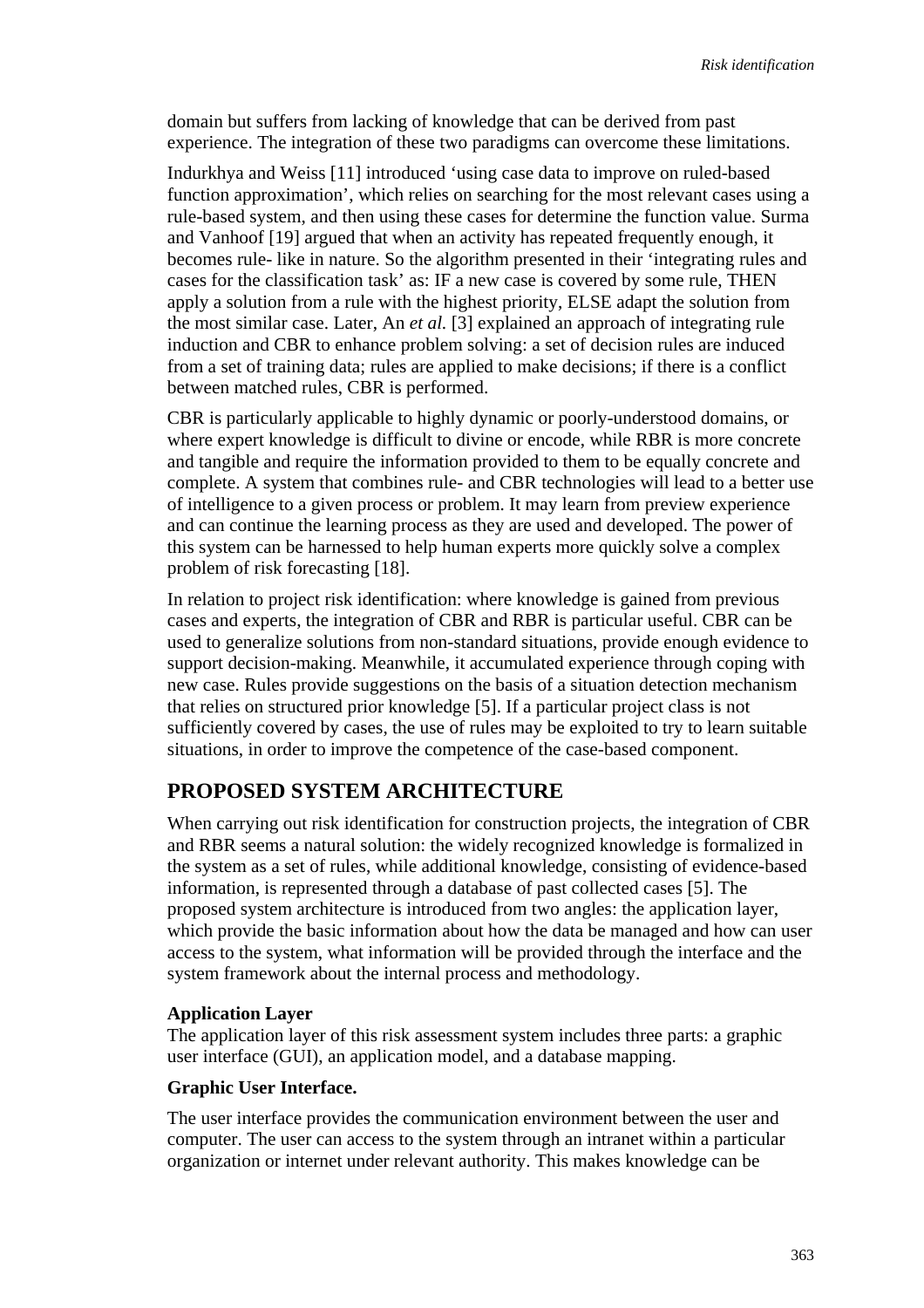domain but suffers from lacking of knowledge that can be derived from past experience. The integration of these two paradigms can overcome these limitations.

Indurkhya and Weiss [11] introduced 'using case data to improve on ruled-based function approximation', which relies on searching for the most relevant cases using a rule-based system, and then using these cases for determine the function value. Surma and Vanhoof [19] argued that when an activity has repeated frequently enough, it becomes rule- like in nature. So the algorithm presented in their 'integrating rules and cases for the classification task' as: IF a new case is covered by some rule, THEN apply a solution from a rule with the highest priority, ELSE adapt the solution from the most similar case. Later, An *et al.* [3] explained an approach of integrating rule induction and CBR to enhance problem solving: a set of decision rules are induced from a set of training data; rules are applied to make decisions; if there is a conflict between matched rules, CBR is performed.

CBR is particularly applicable to highly dynamic or poorly-understood domains, or where expert knowledge is difficult to divine or encode, while RBR is more concrete and tangible and require the information provided to them to be equally concrete and complete. A system that combines rule- and CBR technologies will lead to a better use of intelligence to a given process or problem. It may learn from preview experience and can continue the learning process as they are used and developed. The power of this system can be harnessed to help human experts more quickly solve a complex problem of risk forecasting [18].

In relation to project risk identification: where knowledge is gained from previous cases and experts, the integration of CBR and RBR is particular useful. CBR can be used to generalize solutions from non-standard situations, provide enough evidence to support decision-making. Meanwhile, it accumulated experience through coping with new case. Rules provide suggestions on the basis of a situation detection mechanism that relies on structured prior knowledge [5]. If a particular project class is not sufficiently covered by cases, the use of rules may be exploited to try to learn suitable situations, in order to improve the competence of the case-based component.

## PROPOSED SYSTEM ARCHITECTURE

When carrying out risk identification for construction projects, the integration of CBR and RBR seems a natural solution: the widely recognized knowledge is formalized in the system as a set of rules, while additional knowledge, consisting of evidence-based information, is represented through a database of past collected cases [5]. The proposed system architecture is introduced from two angles: the application layer, which provide the basic information about how the data be managed and how can user access to the system, what information will be provided through the interface and the system framework about the internal process and methodology.

### Application Layer

The application layer of this risk assessment system includes three parts: a graphic user interface (GUI), an application model, and a database mapping.

#### Graphic User Interface.

The user interface provides the communication environment between the user and computer. The user can access to the system through an intranet within a particular organization or internet under relevant authority. This makes knowledge can be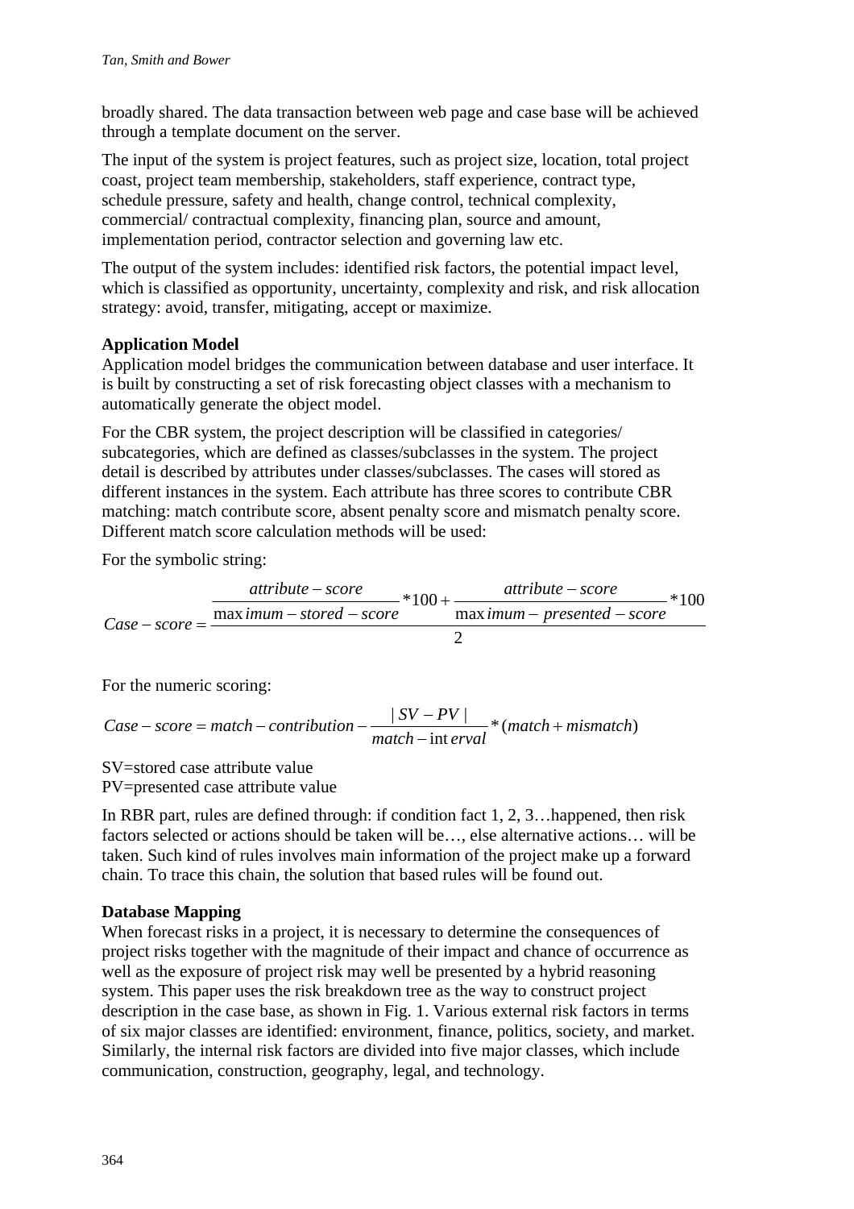broadly shared. The data transaction between web page and case base will be achieved through a template document on the server.

The input of the system is project features, such as project size, location, total project coast, project team membership, stakeholders, staff experience, contract type, schedule pressure, safety and health, change control, technical complexity, commercial/ contractual complexity, financing plan, source and amount, implementation period, contractor selection and governing law etc.

The output of the system includes: identified risk factors, the potential impact level, which is classified as opportunity, uncertainty, complexity and risk, and risk allocation strategy: avoid, transfer, mitigating, accept or maximize.

**Application Model**

Application model bridges the communication between database and user interface. It is built by constructing a set of risk forecasting object classes with a mechanism to automatically generate the object model.

For the CBR system, the project description will be classified in categories/ subcategories, which are defined as classes/subclasses in the system. The project detail is described by attributes under classes/subclasses. The cases will stored as different instances in the system. Each attribute has three scores to contribute CBR matching: match contribute score, absent penalty score and mismatch penalty score. Different match score calculation methods will be used:

For the symbolic string:

$$Case-score = \frac{\dfrac{attribute-score}{\max imum-stored-score}*100+\dfrac{attribute-score}{\max imum-presented-score}*100}{2}$$

For the numeric scoring:

$$Case-score = match-contribution - \frac{|SV-PV|}{match-\text{int}erval}*(match+mismatch)$$

SV=stored case attribute value
PV=presented case attribute value

In RBR part, rules are defined through: if condition fact 1, 2, 3…happened, then risk factors selected or actions should be taken will be…, else alternative actions… will be taken. Such kind of rules involves main information of the project make up a forward chain. To trace this chain, the solution that based rules will be found out.

**Database Mapping**

When forecast risks in a project, it is necessary to determine the consequences of project risks together with the magnitude of their impact and chance of occurrence as well as the exposure of project risk may well be presented by a hybrid reasoning system. This paper uses the risk breakdown tree as the way to construct project description in the case base, as shown in Fig. 1. Various external risk factors in terms of six major classes are identified: environment, finance, politics, society, and market. Similarly, the internal risk factors are divided into five major classes, which include communication, construction, geography, legal, and technology.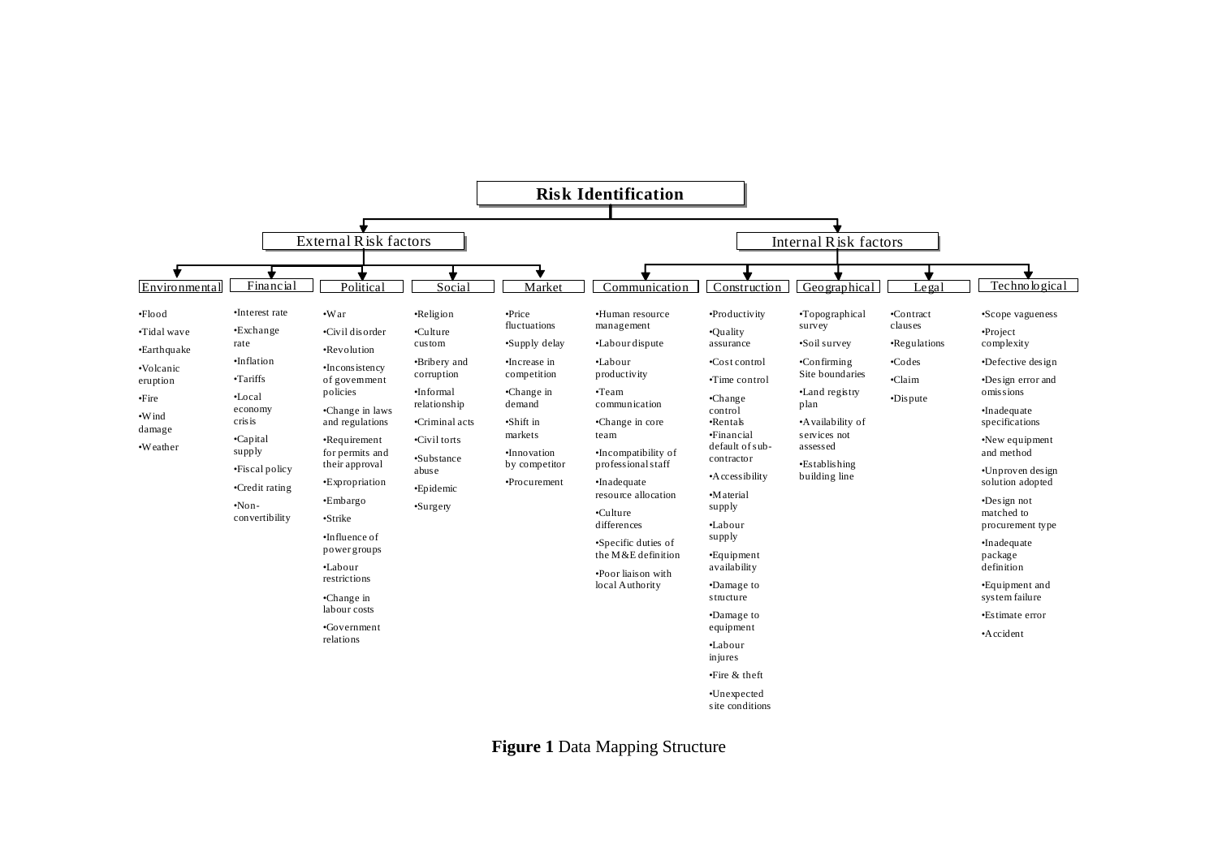**Risk Identification**

- **External Risk factors**
  - **Environmental**
    - Flood
    - Tidal wave
    - Earthquake
    - Volcanic eruption
    - Fire
    - Wind damage
    - Weather
  - **Financial**
    - Interest rate
    - Exchange rate
    - Inflation
    - Tariffs
    - Local economy crisis
    - Capital supply
    - Fiscal policy
    - Credit rating
    - Non-convertibility
  - **Political**
    - War
    - Civil disorder
    - Revolution
    - Inconsistency of government policies
    - Change in laws and regulations
    - Requirement for permits and their approval
    - Expropriation
    - Embargo
    - Strike
    - Influence of power groups
    - Labour restrictions
    - Change in labour costs
    - Government relations
  - **Social**
    - Religion
    - Culture custom
    - Bribery and corruption
    - Informal relationship
    - Criminal acts
    - Civil torts
    - Substance abuse
    - Epidemic
    - Surgery
  - **Market**
    - Price fluctuations
    - Supply delay
    - Increase in competition
    - Change in demand
    - Shift in markets
    - Innovation by competitor
    - Procurement
- **Internal Risk factors**
  - **Communication**
    - Human resource management
    - Labour dispute
    - Labour productivity
    - Team communication
    - Change in core team
    - Incompatibility of professional staff
    - Inadequate resource allocation
    - Culture differences
    - Specific duties of the M&E definition
    - Poor liaison with local Authority
  - **Construction**
    - Productivity
    - Quality assurance
    - Cost control
    - Time control
    - Change control
    - Rentals
    - Financial default of sub-contractor
    - Accessibility
    - Material supply
    - Labour supply
    - Equipment availability
    - Damage to structure
    - Damage to equipment
    - Labour injures
    - Fire & theft
    - Unexpected site conditions
  - **Geographical**
    - Topographical survey
    - Soil survey
    - Confirming Site boundaries
    - Land registry plan
    - Availability of services not assessed
    - Establishing building line
  - **Legal**
    - Contract clauses
    - Regulations
    - Codes
    - Claim
    - Dispute
  - **Technological**
    - Scope vagueness
    - Project complexity
    - Defective design
    - Design error and omissions
    - Inadequate specifications
    - New equipment and method
    - Unproven design solution adopted
    - Design not matched to procurement type
    - Inadequate package definition
    - Equipment and system failure
    - Estimate error
    - Accident

**Figure 1** Data Mapping Structure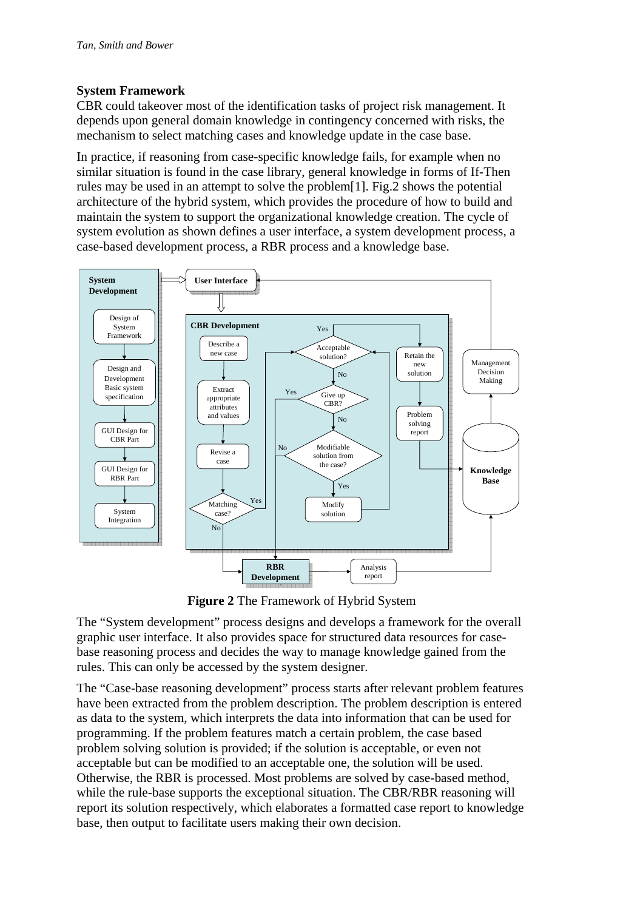### System Framework

CBR could takeover most of the identification tasks of project risk management. It depends upon general domain knowledge in contingency concerned with risks, the mechanism to select matching cases and knowledge update in the case base.

In practice, if reasoning from case-specific knowledge fails, for example when no similar situation is found in the case library, general knowledge in forms of If-Then rules may be used in an attempt to solve the problem[1]. Fig.2 shows the potential architecture of the hybrid system, which provides the procedure of how to build and maintain the system to support the organizational knowledge creation. The cycle of system evolution as shown defines a user interface, a system development process, a case-based development process, a RBR process and a knowledge base.

**Figure 2** The Framework of Hybrid System

The "System development" process designs and develops a framework for the overall graphic user interface. It also provides space for structured data resources for case-base reasoning process and decides the way to manage knowledge gained from the rules. This can only be accessed by the system designer.

The "Case-base reasoning development" process starts after relevant problem features have been extracted from the problem description. The problem description is entered as data to the system, which interprets the data into information that can be used for programming. If the problem features match a certain problem, the case based problem solving solution is provided; if the solution is acceptable, or even not acceptable but can be modified to an acceptable one, the solution will be used. Otherwise, the RBR is processed. Most problems are solved by case-based method, while the rule-base supports the exceptional situation. The CBR/RBR reasoning will report its solution respectively, which elaborates a formatted case report to knowledge base, then output to facilitate users making their own decision.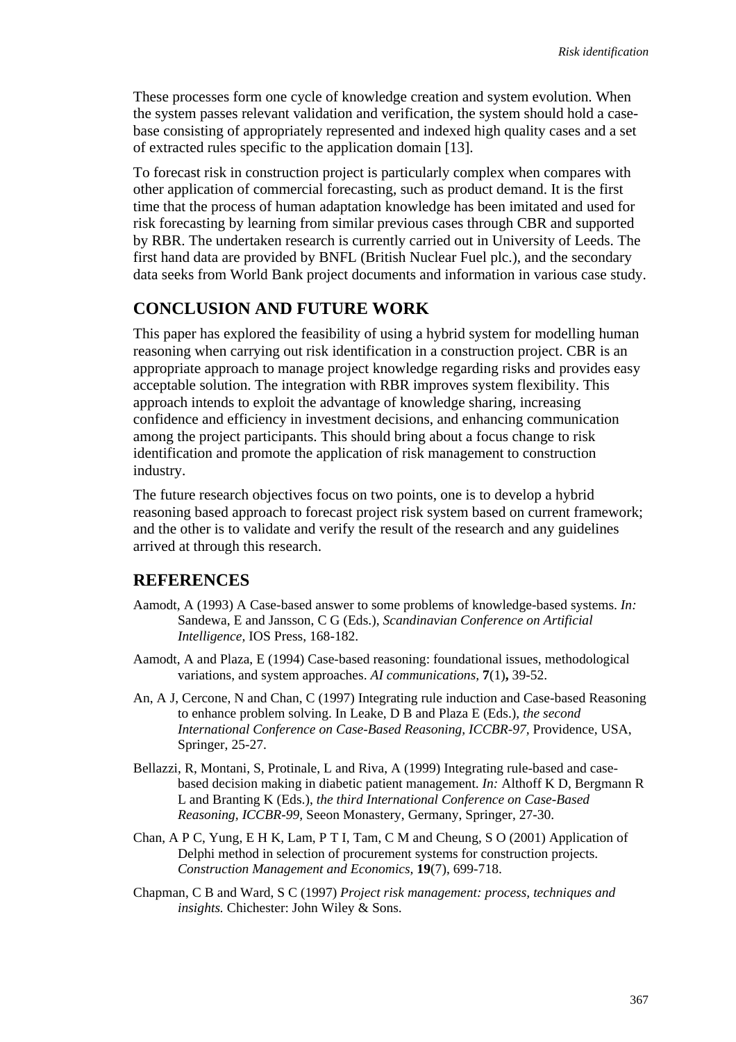These processes form one cycle of knowledge creation and system evolution. When the system passes relevant validation and verification, the system should hold a case-base consisting of appropriately represented and indexed high quality cases and a set of extracted rules specific to the application domain [13].

To forecast risk in construction project is particularly complex when compares with other application of commercial forecasting, such as product demand. It is the first time that the process of human adaptation knowledge has been imitated and used for risk forecasting by learning from similar previous cases through CBR and supported by RBR. The undertaken research is currently carried out in University of Leeds. The first hand data are provided by BNFL (British Nuclear Fuel plc.), and the secondary data seeks from World Bank project documents and information in various case study.

## CONCLUSION AND FUTURE WORK

This paper has explored the feasibility of using a hybrid system for modelling human reasoning when carrying out risk identification in a construction project. CBR is an appropriate approach to manage project knowledge regarding risks and provides easy acceptable solution. The integration with RBR improves system flexibility. This approach intends to exploit the advantage of knowledge sharing, increasing confidence and efficiency in investment decisions, and enhancing communication among the project participants. This should bring about a focus change to risk identification and promote the application of risk management to construction industry.

The future research objectives focus on two points, one is to develop a hybrid reasoning based approach to forecast project risk system based on current framework; and the other is to validate and verify the result of the research and any guidelines arrived at through this research.

## REFERENCES

Aamodt, A (1993) A Case-based answer to some problems of knowledge-based systems. *In:* Sandewa, E and Jansson, C G (Eds.), *Scandinavian Conference on Artificial Intelligence*, IOS Press, 168-182.

Aamodt, A and Plaza, E (1994) Case-based reasoning: foundational issues, methodological variations, and system approaches. *AI communications*, **7**(1)**,** 39-52.

An, A J, Cercone, N and Chan, C (1997) Integrating rule induction and Case-based Reasoning to enhance problem solving. In Leake, D B and Plaza E (Eds.), *the second International Conference on Case-Based Reasoning, ICCBR-97*, Providence, USA, Springer, 25-27.

Bellazzi, R, Montani, S, Protinale, L and Riva, A (1999) Integrating rule-based and case-based decision making in diabetic patient management. *In:* Althoff K D, Bergmann R L and Branting K (Eds.), *the third International Conference on Case-Based Reasoning, ICCBR-99*, Seeon Monastery, Germany, Springer, 27-30.

Chan, A P C, Yung, E H K, Lam, P T I, Tam, C M and Cheung, S O (2001) Application of Delphi method in selection of procurement systems for construction projects. *Construction Management and Economics*, **19**(7), 699-718.

Chapman, C B and Ward, S C (1997) *Project risk management: process, techniques and insights.* Chichester: John Wiley & Sons.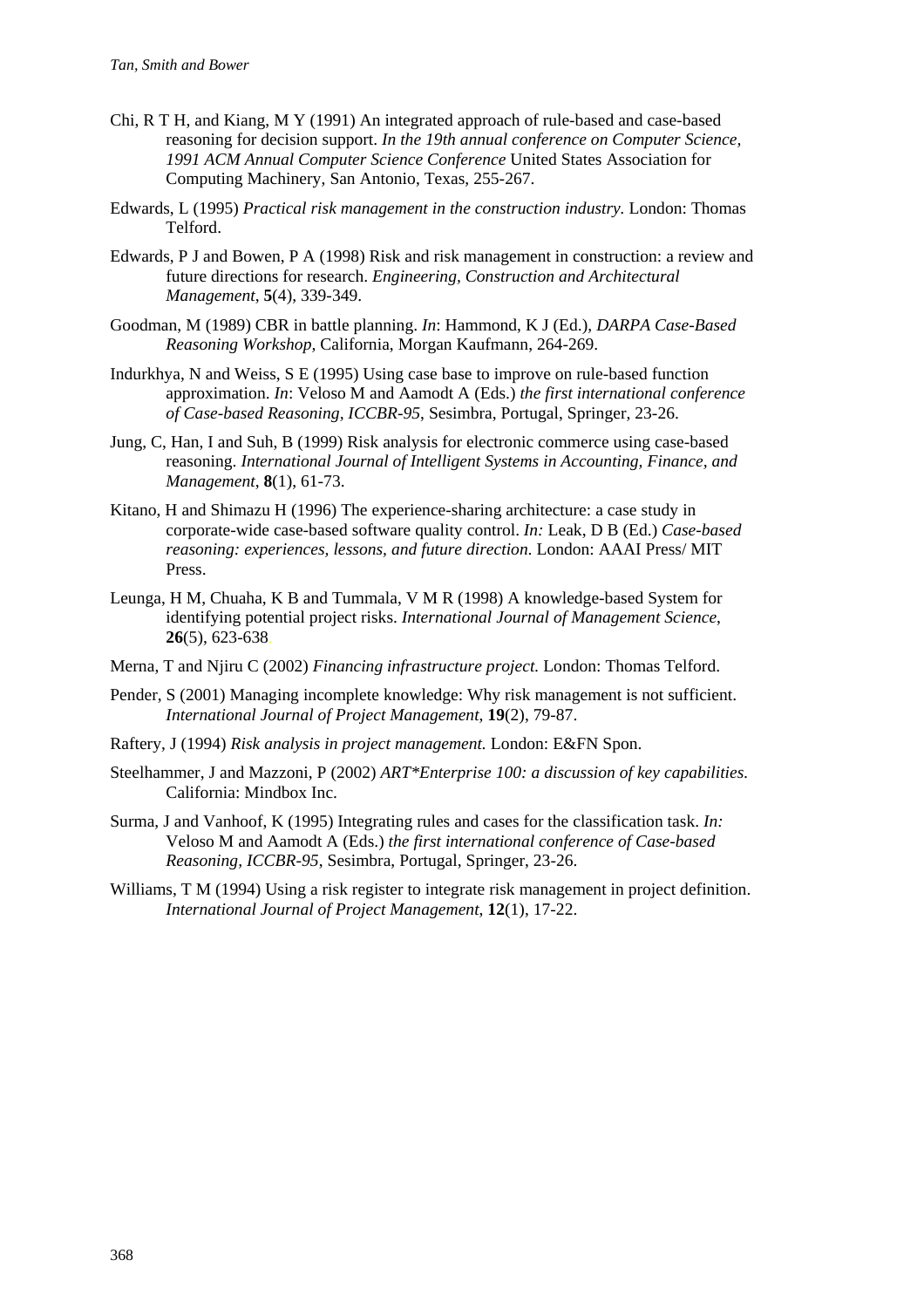Chi, R T H, and Kiang, M Y (1991) An integrated approach of rule-based and case-based reasoning for decision support. *In the 19th annual conference on Computer Science, 1991 ACM Annual Computer Science Conference* United States Association for Computing Machinery, San Antonio, Texas, 255-267.

Edwards, L (1995) *Practical risk management in the construction industry.* London: Thomas Telford.

Edwards, P J and Bowen, P A (1998) Risk and risk management in construction: a review and future directions for research. *Engineering, Construction and Architectural Management*, **5**(4), 339-349.

Goodman, M (1989) CBR in battle planning. *In*: Hammond, K J (Ed.), *DARPA Case-Based Reasoning Workshop*, California, Morgan Kaufmann, 264-269.

Indurkhya, N and Weiss, S E (1995) Using case base to improve on rule-based function approximation. *In*: Veloso M and Aamodt A (Eds.) *the first international conference of Case-based Reasoning, ICCBR-95*, Sesimbra, Portugal, Springer, 23-26.

Jung, C, Han, I and Suh, B (1999) Risk analysis for electronic commerce using case-based reasoning. *International Journal of Intelligent Systems in Accounting, Finance, and Management*, **8**(1), 61-73.

Kitano, H and Shimazu H (1996) The experience-sharing architecture: a case study in corporate-wide case-based software quality control. *In:* Leak, D B (Ed.) *Case-based reasoning: experiences, lessons, and future direction.* London: AAAI Press/ MIT Press.

Leunga, H M, Chuaha, K B and Tummala, V M R (1998) A knowledge-based System for identifying potential project risks. *International Journal of Management Science*, **26**(5), 623-638.

Merna, T and Njiru C (2002) *Financing infrastructure project.* London: Thomas Telford.

Pender, S (2001) Managing incomplete knowledge: Why risk management is not sufficient. *International Journal of Project Management*, **19**(2), 79-87.

Raftery, J (1994) *Risk analysis in project management.* London: E&FN Spon.

Steelhammer, J and Mazzoni, P (2002) *ART*Enterprise 100: a discussion of key capabilities.* California: Mindbox Inc.

Surma, J and Vanhoof, K (1995) Integrating rules and cases for the classification task. *In:* Veloso M and Aamodt A (Eds.) *the first international conference of Case-based Reasoning, ICCBR-95*, Sesimbra, Portugal, Springer, 23-26.

Williams, T M (1994) Using a risk register to integrate risk management in project definition. *International Journal of Project Management*, **12**(1), 17-22.